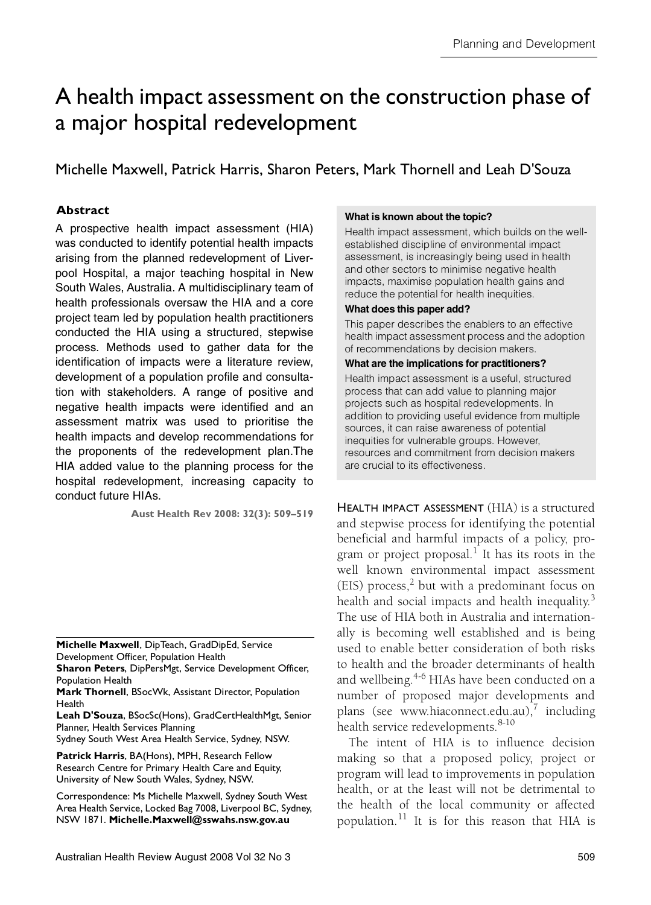# A health impact assessment on the construction phase of a major hospital redevelopment

Michelle Maxwell, Patrick Harris, Sharon Peters, Mark Thornell and Leah D'Souza

## Abstract

A prospective health impact assessment (HIA) was conducted to identify potential health impacts arising from the planned redevelopment of Liverpool Hospital, a major teaching hospital in New South Wales, Australia. A multidisciplinary team of health professionals oversaw the HIA and a core project team led by population health practitioners conducted the HIA using a structured, stepwise process. Methods used to gather data for the identification of impacts were a literature review, development of a population profile and consultation with stakeholders. A range of positive and negative health impacts were identified and an assessment matrix was used to prioritise the health impacts and develop recommendations for the proponents of the redevelopment plan.The HIA added value to the planning process for the hospital redevelopment, increasing capacity to conduct future HIAs.

Aust Health Rev 2008: 32(3): 509–519

**What is known about the topic?**

Health impact assessment, which builds on the well-established discipline of environmental impact assessment, is increasingly being used in health and other sectors to minimise negative health impacts, maximise population health gains and reduce the potential for health inequities.

**What does this paper add?**

This paper describes the enablers to an effective health impact assessment process and the adoption of recommendations by decision makers.

**What are the implications for practitioners?**

Health impact assessment is a useful, structured process that can add value to planning major projects such as hospital redevelopments. In addition to providing useful evidence from multiple sources, it can raise awareness of potential inequities for vulnerable groups. However, resources and commitment from decision makers are crucial to its effectiveness.

HEALTH IMPACT ASSESSMENT (HIA) is a structured and stepwise process for identifying the potential beneficial and harmful impacts of a policy, program or project proposal.[1] It has its roots in the well known environmental impact assessment (EIS) process,[2] but with a predominant focus on health and social impacts and health inequality.[3] The use of HIA both in Australia and internationally is becoming well established and is being used to enable better consideration of both risks to health and the broader determinants of health and wellbeing.[4-6] HIAs have been conducted on a number of proposed major developments and plans (see www.hiaconnect.edu.au),[7] including health service redevelopments.[8-10]

The intent of HIA is to influence decision making so that a proposed policy, project or program will lead to improvements in population health, or at the least will not be detrimental to the health of the local community or affected population.[11] It is for this reason that HIA is

---

**Michelle Maxwell**, DipTeach, GradDipEd, Service Development Officer, Population Health

**Sharon Peters**, DipPersMgt, Service Development Officer, Population Health

**Mark Thornell**, BSocWk, Assistant Director, Population Health

**Leah D'Souza**, BSocSc(Hons), GradCertHealthMgt, Senior Planner, Health Services Planning

Sydney South West Area Health Service, Sydney, NSW.

**Patrick Harris**, BA(Hons), MPH, Research Fellow Research Centre for Primary Health Care and Equity, University of New South Wales, Sydney, NSW.

Correspondence: Ms Michelle Maxwell, Sydney South West Area Health Service, Locked Bag 7008, Liverpool BC, Sydney, NSW 1871. **Michelle.Maxwell@sswahs.nsw.gov.au**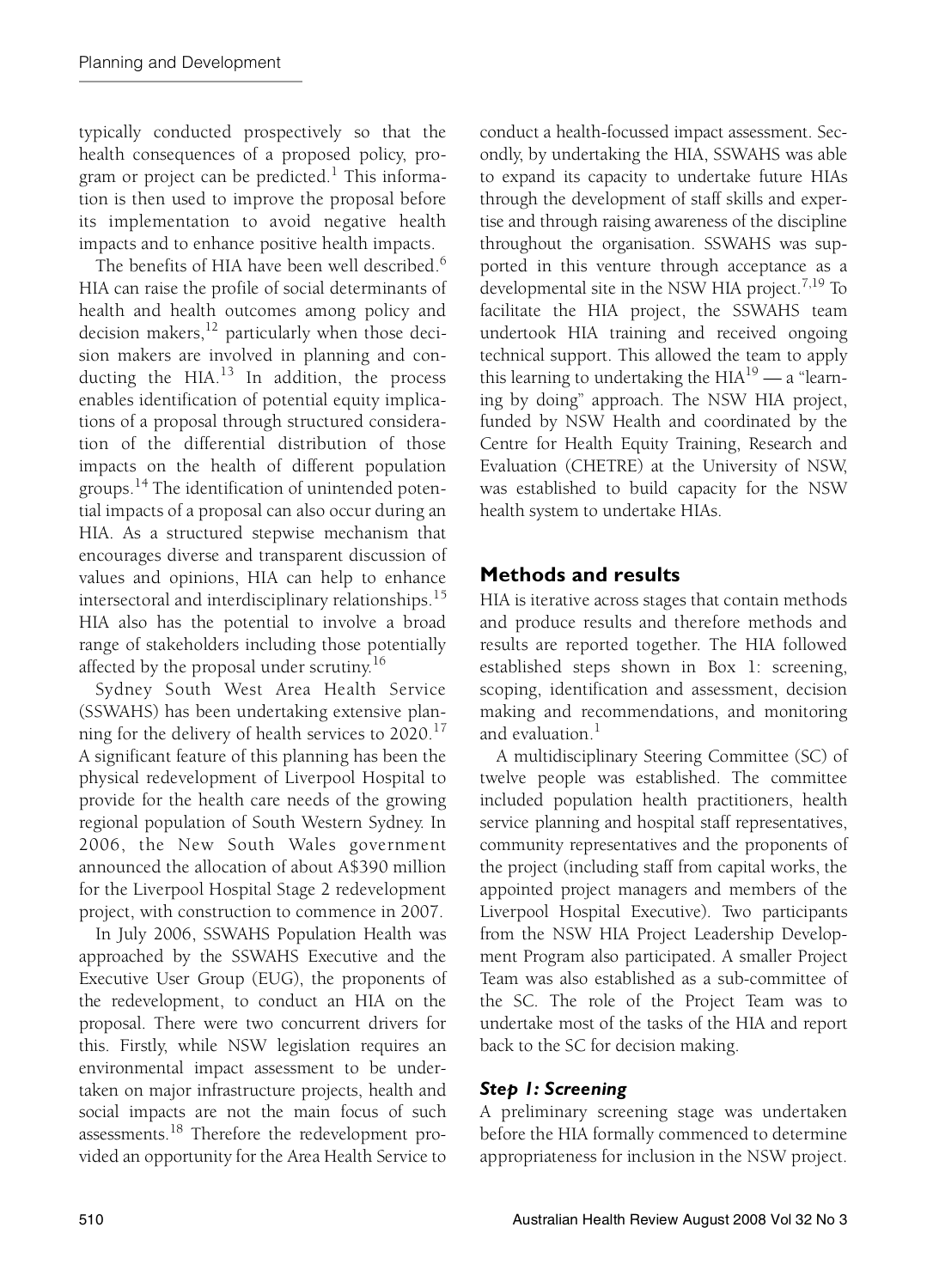typically conducted prospectively so that the health consequences of a proposed policy, program or project can be predicted.[1] This information is then used to improve the proposal before its implementation to avoid negative health impacts and to enhance positive health impacts.

The benefits of HIA have been well described.[6] HIA can raise the profile of social determinants of health and health outcomes among policy and decision makers,[12] particularly when those decision makers are involved in planning and conducting the HIA.[13] In addition, the process enables identification of potential equity implications of a proposal through structured consideration of the differential distribution of those impacts on the health of different population groups.[14] The identification of unintended potential impacts of a proposal can also occur during an HIA. As a structured stepwise mechanism that encourages diverse and transparent discussion of values and opinions, HIA can help to enhance intersectoral and interdisciplinary relationships.[15] HIA also has the potential to involve a broad range of stakeholders including those potentially affected by the proposal under scrutiny.[16]

Sydney South West Area Health Service (SSWAHS) has been undertaking extensive planning for the delivery of health services to 2020.[17] A significant feature of this planning has been the physical redevelopment of Liverpool Hospital to provide for the health care needs of the growing regional population of South Western Sydney. In 2006, the New South Wales government announced the allocation of about A$390 million for the Liverpool Hospital Stage 2 redevelopment project, with construction to commence in 2007.

In July 2006, SSWAHS Population Health was approached by the SSWAHS Executive and the Executive User Group (EUG), the proponents of the redevelopment, to conduct an HIA on the proposal. There were two concurrent drivers for this. Firstly, while NSW legislation requires an environmental impact assessment to be undertaken on major infrastructure projects, health and social impacts are not the main focus of such assessments.[18] Therefore the redevelopment provided an opportunity for the Area Health Service to conduct a health-focussed impact assessment. Secondly, by undertaking the HIA, SSWAHS was able to expand its capacity to undertake future HIAs through the development of staff skills and expertise and through raising awareness of the discipline throughout the organisation. SSWAHS was supported in this venture through acceptance as a developmental site in the NSW HIA project.[7,19] To facilitate the HIA project, the SSWAHS team undertook HIA training and received ongoing technical support. This allowed the team to apply this learning to undertaking the HIA[19] — a "learning by doing" approach. The NSW HIA project, funded by NSW Health and coordinated by the Centre for Health Equity Training, Research and Evaluation (CHETRE) at the University of NSW, was established to build capacity for the NSW health system to undertake HIAs.

## Methods and results

HIA is iterative across stages that contain methods and produce results and therefore methods and results are reported together. The HIA followed established steps shown in Box 1: screening, scoping, identification and assessment, decision making and recommendations, and monitoring and evaluation.[1]

A multidisciplinary Steering Committee (SC) of twelve people was established. The committee included population health practitioners, health service planning and hospital staff representatives, community representatives and the proponents of the project (including staff from capital works, the appointed project managers and members of the Liverpool Hospital Executive). Two participants from the NSW HIA Project Leadership Development Program also participated. A smaller Project Team was also established as a sub-committee of the SC. The role of the Project Team was to undertake most of the tasks of the HIA and report back to the SC for decision making.

### *Step 1: Screening*

A preliminary screening stage was undertaken before the HIA formally commenced to determine appropriateness for inclusion in the NSW project.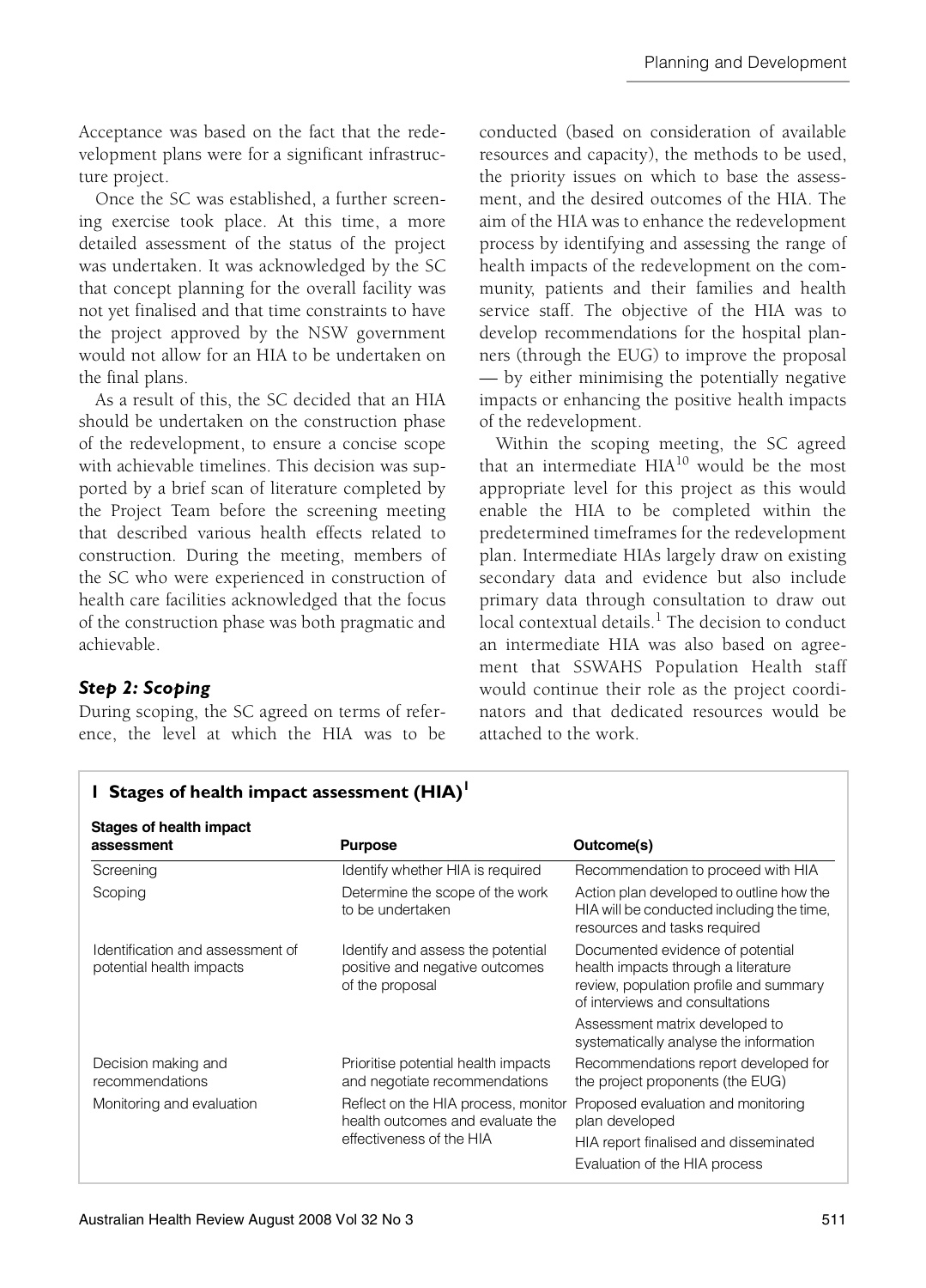Acceptance was based on the fact that the redevelopment plans were for a significant infrastructure project.

Once the SC was established, a further screening exercise took place. At this time, a more detailed assessment of the status of the project was undertaken. It was acknowledged by the SC that concept planning for the overall facility was not yet finalised and that time constraints to have the project approved by the NSW government would not allow for an HIA to be undertaken on the final plans.

As a result of this, the SC decided that an HIA should be undertaken on the construction phase of the redevelopment, to ensure a concise scope with achievable timelines. This decision was supported by a brief scan of literature completed by the Project Team before the screening meeting that described various health effects related to construction. During the meeting, members of the SC who were experienced in construction of health care facilities acknowledged that the focus of the construction phase was both pragmatic and achievable.

### *Step 2: Scoping*

During scoping, the SC agreed on terms of reference, the level at which the HIA was to be conducted (based on consideration of available resources and capacity), the methods to be used, the priority issues on which to base the assessment, and the desired outcomes of the HIA. The aim of the HIA was to enhance the redevelopment process by identifying and assessing the range of health impacts of the redevelopment on the community, patients and their families and health service staff. The objective of the HIA was to develop recommendations for the hospital planners (through the EUG) to improve the proposal — by either minimising the potentially negative impacts or enhancing the positive health impacts of the redevelopment.

Within the scoping meeting, the SC agreed that an intermediate HIA[10] would be the most appropriate level for this project as this would enable the HIA to be completed within the predetermined timeframes for the redevelopment plan. Intermediate HIAs largely draw on existing secondary data and evidence but also include primary data through consultation to draw out local contextual details.[1] The decision to conduct an intermediate HIA was also based on agreement that SSWAHS Population Health staff would continue their role as the project coordinators and that dedicated resources would be attached to the work.

**1 Stages of health impact assessment (HIA)[1]**

| Stages of health impact assessment | Purpose | Outcome(s) |
|---|---|---|
| Screening | Identify whether HIA is required | Recommendation to proceed with HIA |
| Scoping | Determine the scope of the work to be undertaken | Action plan developed to outline how the HIA will be conducted including the time, resources and tasks required |
| Identification and assessment of potential health impacts | Identify and assess the potential positive and negative outcomes of the proposal | Documented evidence of potential health impacts through a literature review, population profile and summary of interviews and consultations |
| | | Assessment matrix developed to systematically analyse the information |
| Decision making and recommendations | Prioritise potential health impacts and negotiate recommendations | Recommendations report developed for the project proponents (the EUG) |
| Monitoring and evaluation | Reflect on the HIA process, monitor health outcomes and evaluate the effectiveness of the HIA | Proposed evaluation and monitoring plan developed |
| | | HIA report finalised and disseminated |
| | | Evaluation of the HIA process |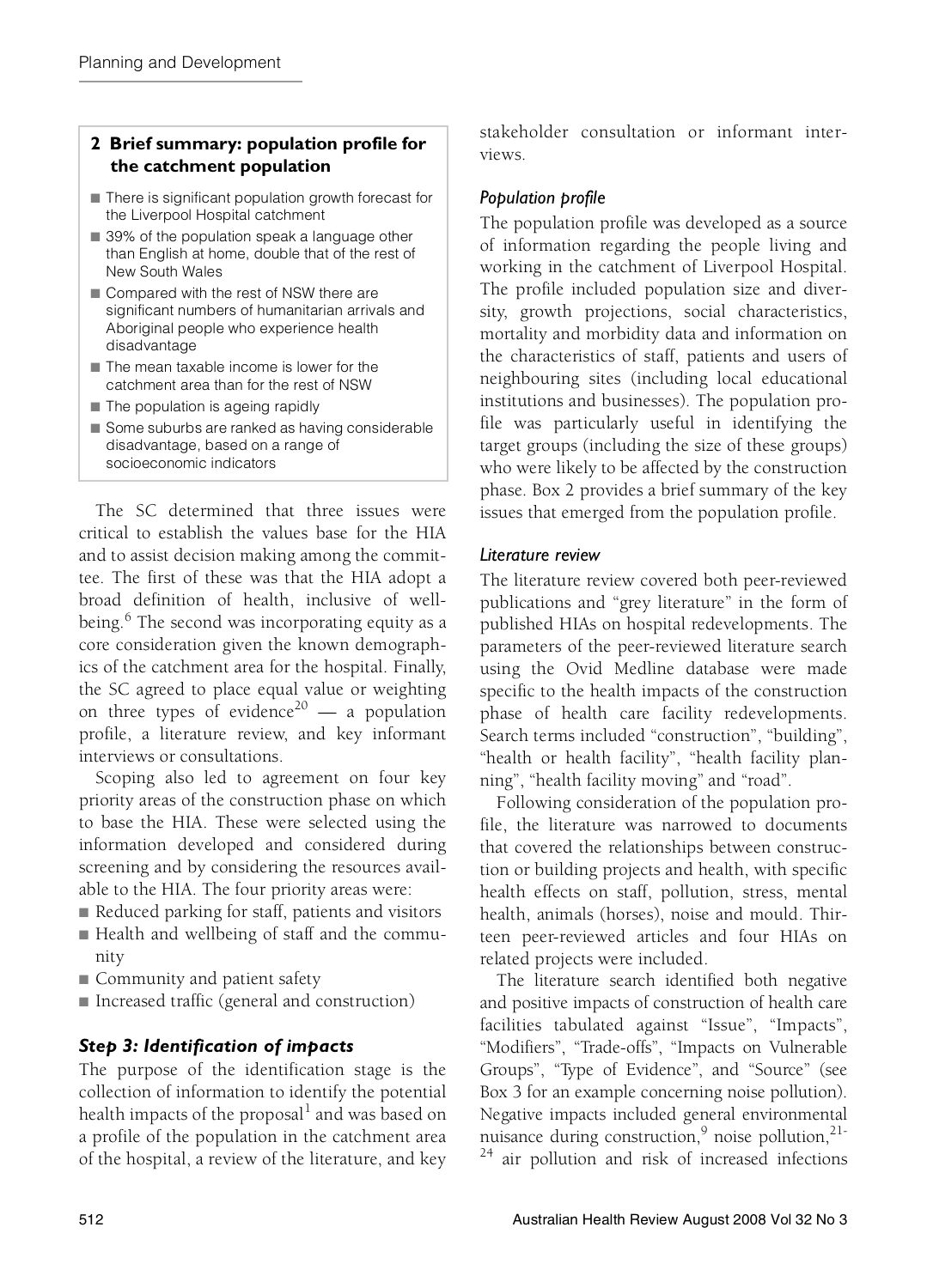**2 Brief summary: population profile for the catchment population**

- There is significant population growth forecast for the Liverpool Hospital catchment
- 39% of the population speak a language other than English at home, double that of the rest of New South Wales
- Compared with the rest of NSW there are significant numbers of humanitarian arrivals and Aboriginal people who experience health disadvantage
- The mean taxable income is lower for the catchment area than for the rest of NSW
- The population is ageing rapidly
- Some suburbs are ranked as having considerable disadvantage, based on a range of socioeconomic indicators

The SC determined that three issues were critical to establish the values base for the HIA and to assist decision making among the committee. The first of these was that the HIA adopt a broad definition of health, inclusive of wellbeing.[6] The second was incorporating equity as a core consideration given the known demographics of the catchment area for the hospital. Finally, the SC agreed to place equal value or weighting on three types of evidence[20] — a population profile, a literature review, and key informant interviews or consultations.

Scoping also led to agreement on four key priority areas of the construction phase on which to base the HIA. These were selected using the information developed and considered during screening and by considering the resources available to the HIA. The four priority areas were:

- Reduced parking for staff, patients and visitors
- Health and wellbeing of staff and the community
- Community and patient safety
- Increased traffic (general and construction)

### *Step 3: Identification of impacts*

The purpose of the identification stage is the collection of information to identify the potential health impacts of the proposal[1] and was based on a profile of the population in the catchment area of the hospital, a review of the literature, and key stakeholder consultation or informant interviews.

#### *Population profile*

The population profile was developed as a source of information regarding the people living and working in the catchment of Liverpool Hospital. The profile included population size and diversity, growth projections, social characteristics, mortality and morbidity data and information on the characteristics of staff, patients and users of neighbouring sites (including local educational institutions and businesses). The population profile was particularly useful in identifying the target groups (including the size of these groups) who were likely to be affected by the construction phase. Box 2 provides a brief summary of the key issues that emerged from the population profile.

#### *Literature review*

The literature review covered both peer-reviewed publications and "grey literature" in the form of published HIAs on hospital redevelopments. The parameters of the peer-reviewed literature search using the Ovid Medline database were made specific to the health impacts of the construction phase of health care facility redevelopments. Search terms included "construction", "building", "health or health facility", "health facility planning", "health facility moving" and "road".

Following consideration of the population profile, the literature was narrowed to documents that covered the relationships between construction or building projects and health, with specific health effects on staff, pollution, stress, mental health, animals (horses), noise and mould. Thirteen peer-reviewed articles and four HIAs on related projects were included.

The literature search identified both negative and positive impacts of construction of health care facilities tabulated against "Issue", "Impacts", "Modifiers", "Trade-offs", "Impacts on Vulnerable Groups", "Type of Evidence", and "Source" (see Box 3 for an example concerning noise pollution). Negative impacts included general environmental nuisance during construction,[9] noise pollution,[21-24] air pollution and risk of increased infections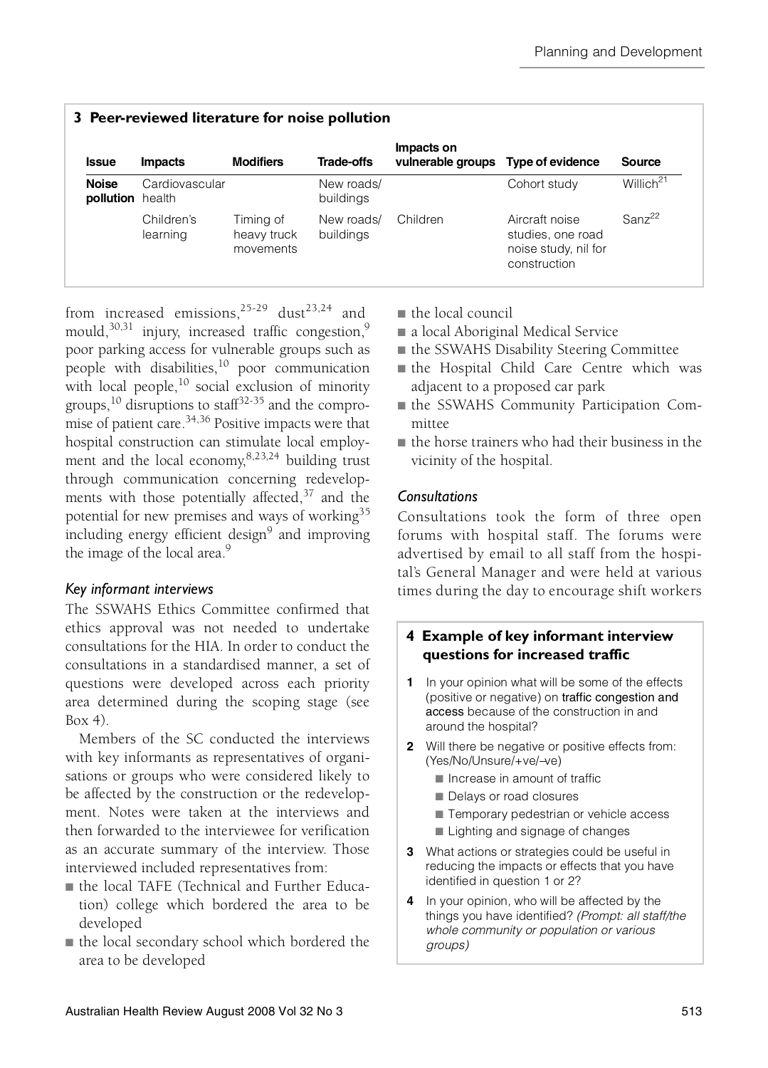**3 Peer-reviewed literature for noise pollution**

| Issue | Impacts | Modifiers | Trade-offs | Impacts on vulnerable groups | Type of evidence | Source |
|---|---|---|---|---|---|---|
| **Noise pollution** | Cardiovascular health | | New roads/ buildings | | Cohort study | Willich[21] |
| | Children's learning | Timing of heavy truck movements | New roads/ buildings | Children | Aircraft noise studies, one road noise study, nil for construction | Sanz[22] |

from increased emissions,[25-29] dust[23,24] and mould,[30,31] injury, increased traffic congestion,[9] poor parking access for vulnerable groups such as people with disabilities,[10] poor communication with local people,[10] social exclusion of minority groups,[10] disruptions to staff[32-35] and the compromise of patient care.[34,36] Positive impacts were that hospital construction can stimulate local employment and the local economy,[8,23,24] building trust through communication concerning redevelopments with those potentially affected,[37] and the potential for new premises and ways of working[35] including energy efficient design[9] and improving the image of the local area.[9]

### *Key informant interviews*

The SSWAHS Ethics Committee confirmed that ethics approval was not needed to undertake consultations for the HIA. In order to conduct the consultations in a standardised manner, a set of questions were developed across each priority area determined during the scoping stage (see Box 4).

Members of the SC conducted the interviews with key informants as representatives of organisations or groups who were considered likely to be affected by the construction or the redevelopment. Notes were taken at the interviews and then forwarded to the interviewee for verification as an accurate summary of the interview. Those interviewed included representatives from:

- the local TAFE (Technical and Further Education) college which bordered the area to be developed
- the local secondary school which bordered the area to be developed
- the local council
- a local Aboriginal Medical Service
- the SSWAHS Disability Steering Committee
- the Hospital Child Care Centre which was adjacent to a proposed car park
- the SSWAHS Community Participation Committee
- the horse trainers who had their business in the vicinity of the hospital.

### *Consultations*

Consultations took the form of three open forums with hospital staff. The forums were advertised by email to all staff from the hospital's General Manager and were held at various times during the day to encourage shift workers

**4 Example of key informant interview questions for increased traffic**

1. In your opinion what will be some of the effects (positive or negative) on traffic congestion and access because of the construction in and around the hospital?
2. Will there be negative or positive effects from: (Yes/No/Unsure/+ve/–ve)
   - Increase in amount of traffic
   - Delays or road closures
   - Temporary pedestrian or vehicle access
   - Lighting and signage of changes
3. What actions or strategies could be useful in reducing the impacts or effects that you have identified in question 1 or 2?
4. In your opinion, who will be affected by the things you have identified? *(Prompt: all staff/the whole community or population or various groups)*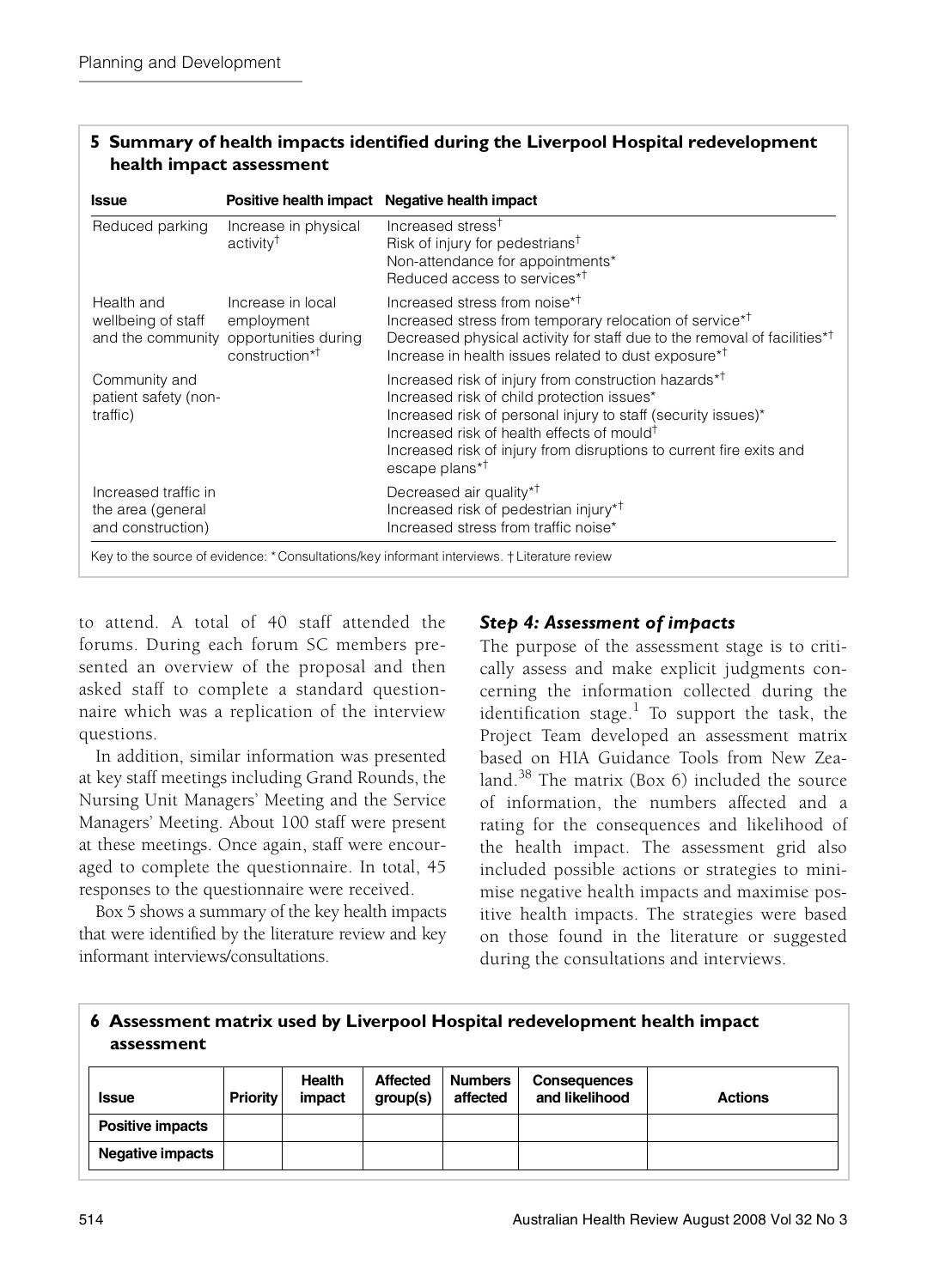**5 Summary of health impacts identified during the Liverpool Hospital redevelopment health impact assessment**

| Issue | Positive health impact | Negative health impact |
|---|---|---|
| Reduced parking | Increase in physical activity† | Increased stress†<br>Risk of injury for pedestrians†<br>Non-attendance for appointments*<br>Reduced access to services*† |
| Health and wellbeing of staff and the community | Increase in local employment opportunities during construction*† | Increased stress from noise*†<br>Increased stress from temporary relocation of service*†<br>Decreased physical activity for staff due to the removal of facilities*†<br>Increase in health issues related to dust exposure*† |
| Community and patient safety (non-traffic) | | Increased risk of injury from construction hazards*†<br>Increased risk of child protection issues*<br>Increased risk of personal injury to staff (security issues)*<br>Increased risk of health effects of mould†<br>Increased risk of injury from disruptions to current fire exits and escape plans*† |
| Increased traffic in the area (general and construction) | | Decreased air quality*†<br>Increased risk of pedestrian injury*†<br>Increased stress from traffic noise* |

Key to the source of evidence: * Consultations/key informant interviews. † Literature review

to attend. A total of 40 staff attended the forums. During each forum SC members presented an overview of the proposal and then asked staff to complete a standard questionnaire which was a replication of the interview questions.

In addition, similar information was presented at key staff meetings including Grand Rounds, the Nursing Unit Managers' Meeting and the Service Managers' Meeting. About 100 staff were present at these meetings. Once again, staff were encouraged to complete the questionnaire. In total, 45 responses to the questionnaire were received.

Box 5 shows a summary of the key health impacts that were identified by the literature review and key informant interviews/consultations.

### *Step 4: Assessment of impacts*

The purpose of the assessment stage is to critically assess and make explicit judgments concerning the information collected during the identification stage.[1] To support the task, the Project Team developed an assessment matrix based on HIA Guidance Tools from New Zealand.[38] The matrix (Box 6) included the source of information, the numbers affected and a rating for the consequences and likelihood of the health impact. The assessment grid also included possible actions or strategies to minimise negative health impacts and maximise positive health impacts. The strategies were based on those found in the literature or suggested during the consultations and interviews.

**6 Assessment matrix used by Liverpool Hospital redevelopment health impact assessment**

| Issue | Priority | Health impact | Affected group(s) | Numbers affected | Consequences and likelihood | Actions |
|---|---|---|---|---|---|---|
| **Positive impacts** | | | | | | |
| **Negative impacts** | | | | | | |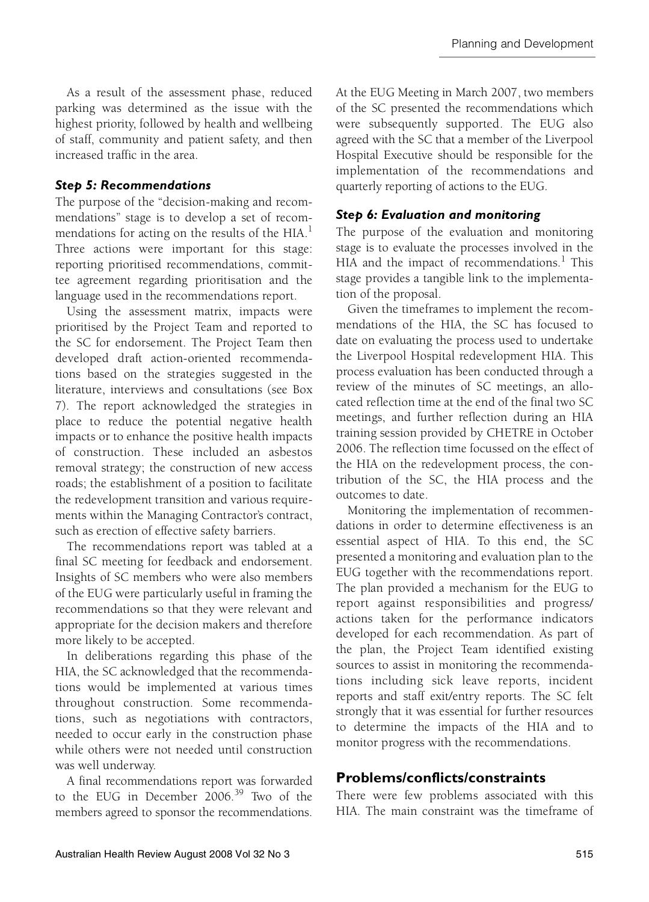As a result of the assessment phase, reduced parking was determined as the issue with the highest priority, followed by health and wellbeing of staff, community and patient safety, and then increased traffic in the area.

### *Step 5: Recommendations*

The purpose of the "decision-making and recommendations" stage is to develop a set of recommendations for acting on the results of the HIA.[1] Three actions were important for this stage: reporting prioritised recommendations, committee agreement regarding prioritisation and the language used in the recommendations report.

Using the assessment matrix, impacts were prioritised by the Project Team and reported to the SC for endorsement. The Project Team then developed draft action-oriented recommendations based on the strategies suggested in the literature, interviews and consultations (see Box 7). The report acknowledged the strategies in place to reduce the potential negative health impacts or to enhance the positive health impacts of construction. These included an asbestos removal strategy; the construction of new access roads; the establishment of a position to facilitate the redevelopment transition and various requirements within the Managing Contractor's contract, such as erection of effective safety barriers.

The recommendations report was tabled at a final SC meeting for feedback and endorsement. Insights of SC members who were also members of the EUG were particularly useful in framing the recommendations so that they were relevant and appropriate for the decision makers and therefore more likely to be accepted.

In deliberations regarding this phase of the HIA, the SC acknowledged that the recommendations would be implemented at various times throughout construction. Some recommendations, such as negotiations with contractors, needed to occur early in the construction phase while others were not needed until construction was well underway.

A final recommendations report was forwarded to the EUG in December 2006.[39] Two of the members agreed to sponsor the recommendations. At the EUG Meeting in March 2007, two members of the SC presented the recommendations which were subsequently supported. The EUG also agreed with the SC that a member of the Liverpool Hospital Executive should be responsible for the implementation of the recommendations and quarterly reporting of actions to the EUG.

### *Step 6: Evaluation and monitoring*

The purpose of the evaluation and monitoring stage is to evaluate the processes involved in the HIA and the impact of recommendations.[1] This stage provides a tangible link to the implementation of the proposal.

Given the timeframes to implement the recommendations of the HIA, the SC has focused to date on evaluating the process used to undertake the Liverpool Hospital redevelopment HIA. This process evaluation has been conducted through a review of the minutes of SC meetings, an allocated reflection time at the end of the final two SC meetings, and further reflection during an HIA training session provided by CHETRE in October 2006. The reflection time focussed on the effect of the HIA on the redevelopment process, the contribution of the SC, the HIA process and the outcomes to date.

Monitoring the implementation of recommendations in order to determine effectiveness is an essential aspect of HIA. To this end, the SC presented a monitoring and evaluation plan to the EUG together with the recommendations report. The plan provided a mechanism for the EUG to report against responsibilities and progress/actions taken for the performance indicators developed for each recommendation. As part of the plan, the Project Team identified existing sources to assist in monitoring the recommendations including sick leave reports, incident reports and staff exit/entry reports. The SC felt strongly that it was essential for further resources to determine the impacts of the HIA and to monitor progress with the recommendations.

## Problems/conflicts/constraints

There were few problems associated with this HIA. The main constraint was the timeframe of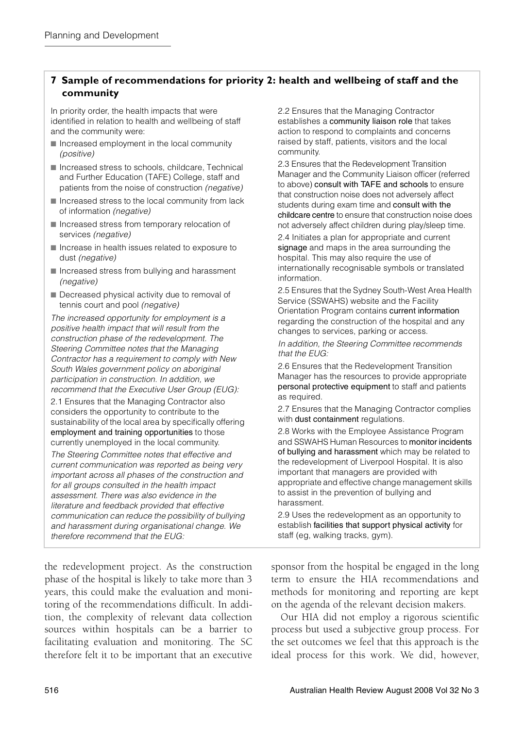## 7 Sample of recommendations for priority 2: health and wellbeing of staff and the community

In priority order, the health impacts that were identified in relation to health and wellbeing of staff and the community were:

- Increased employment in the local community *(positive)*
- Increased stress to schools, childcare, Technical and Further Education (TAFE) College, staff and patients from the noise of construction *(negative)*
- Increased stress to the local community from lack of information *(negative)*
- Increased stress from temporary relocation of services *(negative)*
- Increase in health issues related to exposure to dust *(negative)*
- Increased stress from bullying and harassment *(negative)*
- Decreased physical activity due to removal of tennis court and pool *(negative)*

*The increased opportunity for employment is a positive health impact that will result from the construction phase of the redevelopment. The Steering Committee notes that the Managing Contractor has a requirement to comply with New South Wales government policy on aboriginal participation in construction. In addition, we recommend that the Executive User Group (EUG):*

2.1 Ensures that the Managing Contractor also considers the opportunity to contribute to the sustainability of the local area by specifically offering employment and training opportunities to those currently unemployed in the local community.

*The Steering Committee notes that effective and current communication was reported as being very important across all phases of the construction and for all groups consulted in the health impact assessment. There was also evidence in the literature and feedback provided that effective communication can reduce the possibility of bullying and harassment during organisational change. We therefore recommend that the EUG:*

2.2 Ensures that the Managing Contractor establishes a community liaison role that takes action to respond to complaints and concerns raised by staff, patients, visitors and the local community.

2.3 Ensures that the Redevelopment Transition Manager and the Community Liaison officer (referred to above) consult with TAFE and schools to ensure that construction noise does not adversely affect students during exam time and consult with the childcare centre to ensure that construction noise does not adversely affect children during play/sleep time.

2.4 Initiates a plan for appropriate and current signage and maps in the area surrounding the hospital. This may also require the use of internationally recognisable symbols or translated information.

2.5 Ensures that the Sydney South-West Area Health Service (SSWAHS) website and the Facility Orientation Program contains current information regarding the construction of the hospital and any changes to services, parking or access.

*In addition, the Steering Committee recommends that the EUG:*

2.6 Ensures that the Redevelopment Transition Manager has the resources to provide appropriate personal protective equipment to staff and patients as required.

2.7 Ensures that the Managing Contractor complies with dust containment regulations.

2.8 Works with the Employee Assistance Program and SSWAHS Human Resources to monitor incidents of bullying and harassment which may be related to the redevelopment of Liverpool Hospital. It is also important that managers are provided with appropriate and effective change management skills to assist in the prevention of bullying and harassment.

2.9 Uses the redevelopment as an opportunity to establish facilities that support physical activity for staff (eg, walking tracks, gym).

the redevelopment project. As the construction phase of the hospital is likely to take more than 3 years, this could make the evaluation and monitoring of the recommendations difficult. In addition, the complexity of relevant data collection sources within hospitals can be a barrier to facilitating evaluation and monitoring. The SC therefore felt it to be important that an executive sponsor from the hospital be engaged in the long term to ensure the HIA recommendations and methods for monitoring and reporting are kept on the agenda of the relevant decision makers.

Our HIA did not employ a rigorous scientific process but used a subjective group process. For the set outcomes we feel that this approach is the ideal process for this work. We did, however,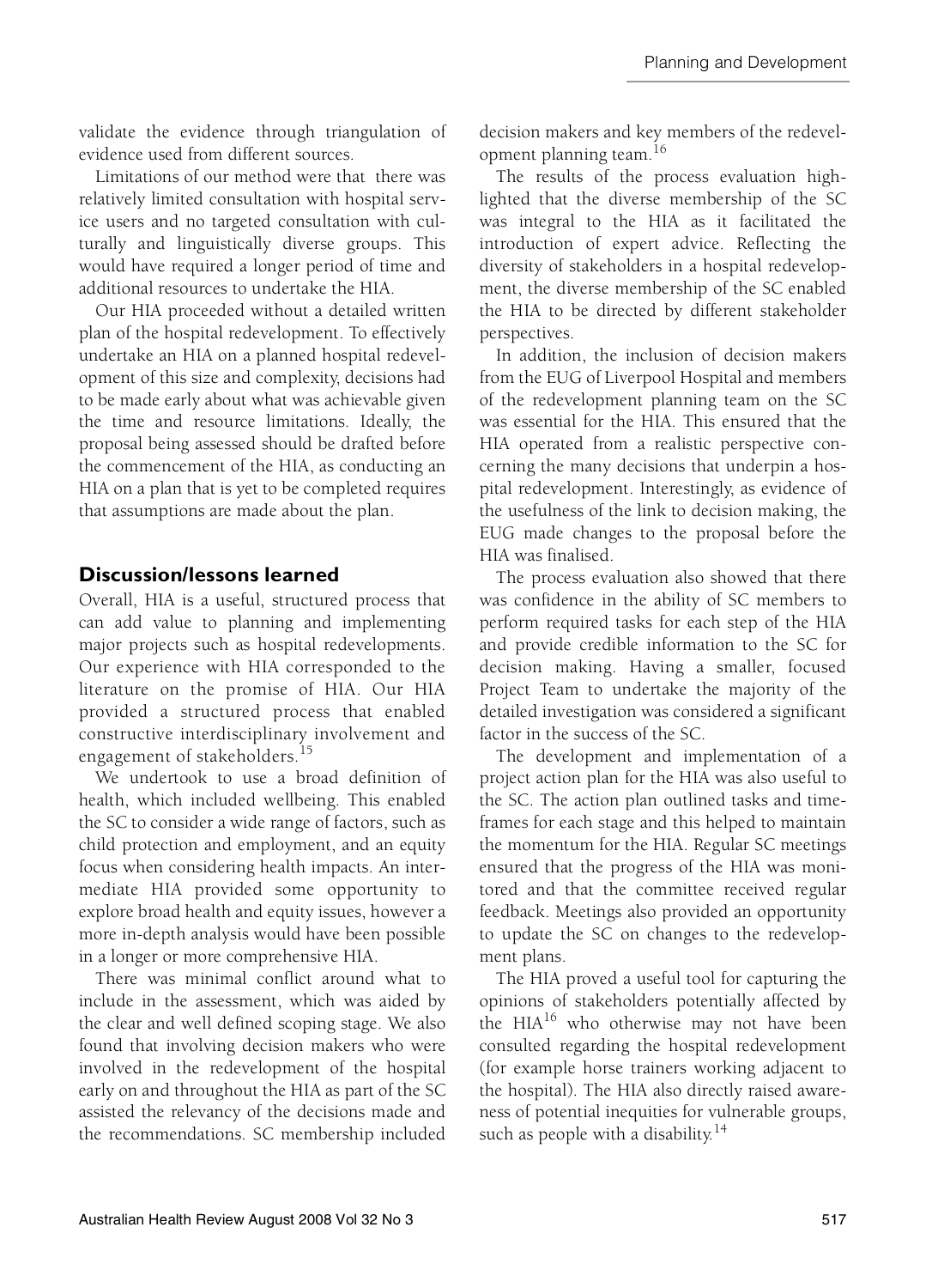validate the evidence through triangulation of evidence used from different sources.

Limitations of our method were that there was relatively limited consultation with hospital service users and no targeted consultation with culturally and linguistically diverse groups. This would have required a longer period of time and additional resources to undertake the HIA.

Our HIA proceeded without a detailed written plan of the hospital redevelopment. To effectively undertake an HIA on a planned hospital redevelopment of this size and complexity, decisions had to be made early about what was achievable given the time and resource limitations. Ideally, the proposal being assessed should be drafted before the commencement of the HIA, as conducting an HIA on a plan that is yet to be completed requires that assumptions are made about the plan.

## Discussion/lessons learned

Overall, HIA is a useful, structured process that can add value to planning and implementing major projects such as hospital redevelopments. Our experience with HIA corresponded to the literature on the promise of HIA. Our HIA provided a structured process that enabled constructive interdisciplinary involvement and engagement of stakeholders.[15]

We undertook to use a broad definition of health, which included wellbeing. This enabled the SC to consider a wide range of factors, such as child protection and employment, and an equity focus when considering health impacts. An intermediate HIA provided some opportunity to explore broad health and equity issues, however a more in-depth analysis would have been possible in a longer or more comprehensive HIA.

There was minimal conflict around what to include in the assessment, which was aided by the clear and well defined scoping stage. We also found that involving decision makers who were involved in the redevelopment of the hospital early on and throughout the HIA as part of the SC assisted the relevancy of the decisions made and the recommendations. SC membership included decision makers and key members of the redevelopment planning team.[16]

The results of the process evaluation highlighted that the diverse membership of the SC was integral to the HIA as it facilitated the introduction of expert advice. Reflecting the diversity of stakeholders in a hospital redevelopment, the diverse membership of the SC enabled the HIA to be directed by different stakeholder perspectives.

In addition, the inclusion of decision makers from the EUG of Liverpool Hospital and members of the redevelopment planning team on the SC was essential for the HIA. This ensured that the HIA operated from a realistic perspective concerning the many decisions that underpin a hospital redevelopment. Interestingly, as evidence of the usefulness of the link to decision making, the EUG made changes to the proposal before the HIA was finalised.

The process evaluation also showed that there was confidence in the ability of SC members to perform required tasks for each step of the HIA and provide credible information to the SC for decision making. Having a smaller, focused Project Team to undertake the majority of the detailed investigation was considered a significant factor in the success of the SC.

The development and implementation of a project action plan for the HIA was also useful to the SC. The action plan outlined tasks and timeframes for each stage and this helped to maintain the momentum for the HIA. Regular SC meetings ensured that the progress of the HIA was monitored and that the committee received regular feedback. Meetings also provided an opportunity to update the SC on changes to the redevelopment plans.

The HIA proved a useful tool for capturing the opinions of stakeholders potentially affected by the HIA[16] who otherwise may not have been consulted regarding the hospital redevelopment (for example horse trainers working adjacent to the hospital). The HIA also directly raised awareness of potential inequities for vulnerable groups, such as people with a disability.[14]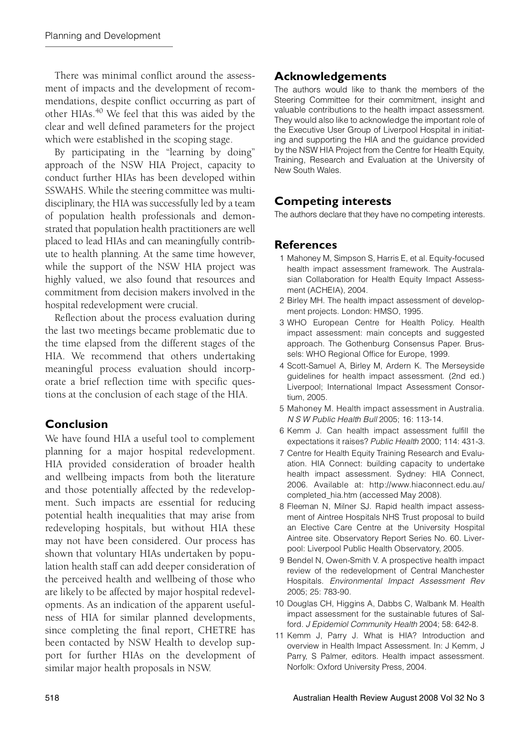There was minimal conflict around the assessment of impacts and the development of recommendations, despite conflict occurring as part of other HIAs.[40] We feel that this was aided by the clear and well defined parameters for the project which were established in the scoping stage.

By participating in the "learning by doing" approach of the NSW HIA Project, capacity to conduct further HIAs has been developed within SSWAHS. While the steering committee was multidisciplinary, the HIA was successfully led by a team of population health professionals and demonstrated that population health practitioners are well placed to lead HIAs and can meaningfully contribute to health planning. At the same time however, while the support of the NSW HIA project was highly valued, we also found that resources and commitment from decision makers involved in the hospital redevelopment were crucial.

Reflection about the process evaluation during the last two meetings became problematic due to the time elapsed from the different stages of the HIA. We recommend that others undertaking meaningful process evaluation should incorporate a brief reflection time with specific questions at the conclusion of each stage of the HIA.

## Conclusion

We have found HIA a useful tool to complement planning for a major hospital redevelopment. HIA provided consideration of broader health and wellbeing impacts from both the literature and those potentially affected by the redevelopment. Such impacts are essential for reducing potential health inequalities that may arise from redeveloping hospitals, but without HIA these may not have been considered. Our process has shown that voluntary HIAs undertaken by population health staff can add deeper consideration of the perceived health and wellbeing of those who are likely to be affected by major hospital redevelopments. As an indication of the apparent usefulness of HIA for similar planned developments, since completing the final report, CHETRE has been contacted by NSW Health to develop support for further HIAs on the development of similar major health proposals in NSW.

## Acknowledgements

The authors would like to thank the members of the Steering Committee for their commitment, insight and valuable contributions to the health impact assessment. They would also like to acknowledge the important role of the Executive User Group of Liverpool Hospital in initiating and supporting the HIA and the guidance provided by the NSW HIA Project from the Centre for Health Equity, Training, Research and Evaluation at the University of New South Wales.

## Competing interests

The authors declare that they have no competing interests.

## References

1 Mahoney M, Simpson S, Harris E, et al. Equity-focused health impact assessment framework. The Australasian Collaboration for Health Equity Impact Assessment (ACHEIA), 2004.

2 Birley MH. The health impact assessment of development projects. London: HMSO, 1995.

3 WHO European Centre for Health Policy. Health impact assessment: main concepts and suggested approach. The Gothenburg Consensus Paper. Brussels: WHO Regional Office for Europe, 1999.

4 Scott-Samuel A, Birley M, Ardern K. The Merseyside guidelines for health impact assessment. (2nd ed.) Liverpool; International Impact Assessment Consortium, 2005.

5 Mahoney M. Health impact assessment in Australia. *N S W Public Health Bull* 2005; 16: 113-14.

6 Kemm J. Can health impact assessment fulfill the expectations it raises? *Public Health* 2000; 114: 431-3.

7 Centre for Health Equity Training Research and Evaluation. HIA Connect: building capacity to undertake health impact assessment. Sydney: HIA Connect, 2006. Available at: http://www.hiaconnect.edu.au/completed_hia.htm (accessed May 2008).

8 Fleeman N, Milner SJ. Rapid health impact assessment of Aintree Hospitals NHS Trust proposal to build an Elective Care Centre at the University Hospital Aintree site. Observatory Report Series No. 60. Liverpool: Liverpool Public Health Observatory, 2005.

9 Bendel N, Owen-Smith V. A prospective health impact review of the redevelopment of Central Manchester Hospitals. *Environmental Impact Assessment Rev* 2005; 25: 783-90.

10 Douglas CH, Higgins A, Dabbs C, Walbank M. Health impact assessment for the sustainable futures of Salford. *J Epidemiol Community Health* 2004; 58: 642-8.

11 Kemm J, Parry J. What is HIA? Introduction and overview in Health Impact Assessment. In: J Kemm, J Parry, S Palmer, editors. Health impact assessment. Norfolk: Oxford University Press, 2004.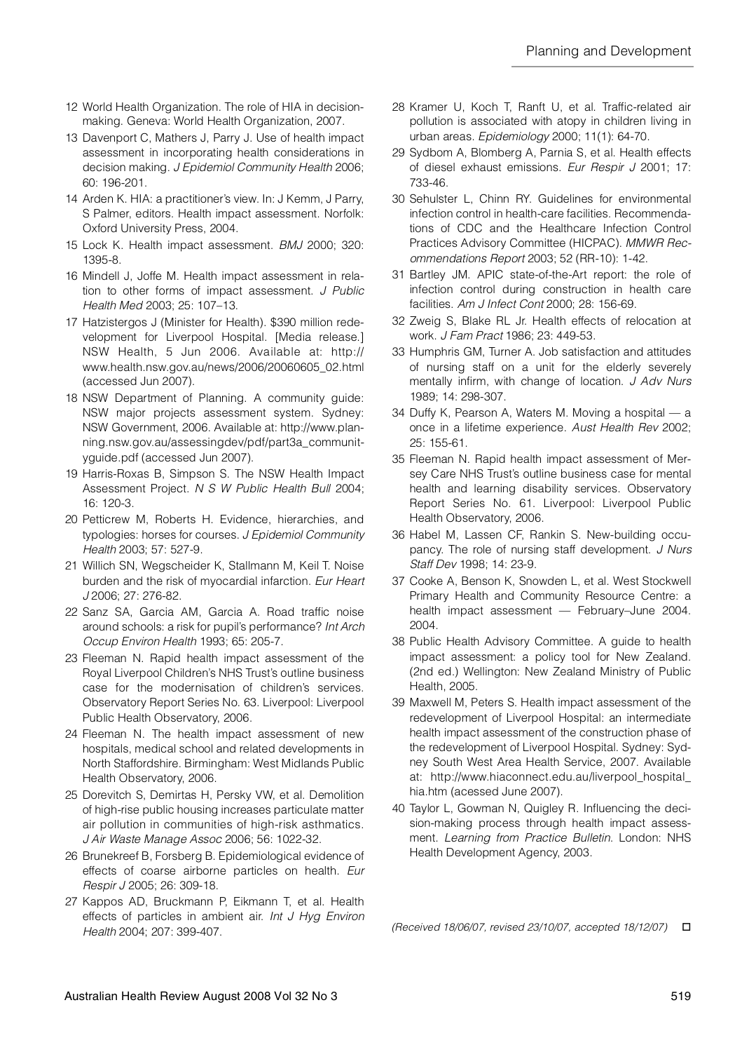12 World Health Organization. The role of HIA in decision-making. Geneva: World Health Organization, 2007.

13 Davenport C, Mathers J, Parry J. Use of health impact assessment in incorporating health considerations in decision making. *J Epidemiol Community Health* 2006; 60: 196-201.

14 Arden K. HIA: a practitioner's view. In: J Kemm, J Parry, S Palmer, editors. Health impact assessment. Norfolk: Oxford University Press, 2004.

15 Lock K. Health impact assessment. *BMJ* 2000; 320: 1395-8.

16 Mindell J, Joffe M. Health impact assessment in relation to other forms of impact assessment. *J Public Health Med* 2003; 25: 107–13.

17 Hatzistergos J (Minister for Health). $390 million redevelopment for Liverpool Hospital. [Media release.] NSW Health, 5 Jun 2006. Available at: http://www.health.nsw.gov.au/news/2006/20060605_02.html (accessed Jun 2007).

18 NSW Department of Planning. A community guide: NSW major projects assessment system. Sydney: NSW Government, 2006. Available at: http://www.planning.nsw.gov.au/assessingdev/pdf/part3a_communityguide.pdf (accessed Jun 2007).

19 Harris-Roxas B, Simpson S. The NSW Health Impact Assessment Project. *N S W Public Health Bull* 2004; 16: 120-3.

20 Petticrew M, Roberts H. Evidence, hierarchies, and typologies: horses for courses. *J Epidemiol Community Health* 2003; 57: 527-9.

21 Willich SN, Wegscheider K, Stallmann M, Keil T. Noise burden and the risk of myocardial infarction. *Eur Heart J* 2006; 27: 276-82.

22 Sanz SA, Garcia AM, Garcia A. Road traffic noise around schools: a risk for pupil's performance? *Int Arch Occup Environ Health* 1993; 65: 205-7.

23 Fleeman N. Rapid health impact assessment of the Royal Liverpool Children's NHS Trust's outline business case for the modernisation of children's services. Observatory Report Series No. 63. Liverpool: Liverpool Public Health Observatory, 2006.

24 Fleeman N. The health impact assessment of new hospitals, medical school and related developments in North Staffordshire. Birmingham: West Midlands Public Health Observatory, 2006.

25 Dorevitch S, Demirtas H, Persky VW, et al. Demolition of high-rise public housing increases particulate matter air pollution in communities of high-risk asthmatics. *J Air Waste Manage Assoc* 2006; 56: 1022-32.

26 Brunekreef B, Forsberg B. Epidemiological evidence of effects of coarse airborne particles on health. *Eur Respir J* 2005; 26: 309-18.

27 Kappos AD, Bruckmann P, Eikmann T, et al. Health effects of particles in ambient air. *Int J Hyg Environ Health* 2004; 207: 399-407.

28 Kramer U, Koch T, Ranft U, et al. Traffic-related air pollution is associated with atopy in children living in urban areas. *Epidemiology* 2000; 11(1): 64-70.

29 Sydbom A, Blomberg A, Parnia S, et al. Health effects of diesel exhaust emissions. *Eur Respir J* 2001; 17: 733-46.

30 Sehulster L, Chinn RY. Guidelines for environmental infection control in health-care facilities. Recommendations of CDC and the Healthcare Infection Control Practices Advisory Committee (HICPAC). *MMWR Recommendations Report* 2003; 52 (RR-10): 1-42.

31 Bartley JM. APIC state-of-the-Art report: the role of infection control during construction in health care facilities. *Am J Infect Cont* 2000; 28: 156-69.

32 Zweig S, Blake RL Jr. Health effects of relocation at work. *J Fam Pract* 1986; 23: 449-53.

33 Humphris GM, Turner A. Job satisfaction and attitudes of nursing staff on a unit for the elderly severely mentally infirm, with change of location. *J Adv Nurs* 1989; 14: 298-307.

34 Duffy K, Pearson A, Waters M. Moving a hospital — a once in a lifetime experience. *Aust Health Rev* 2002; 25: 155-61.

35 Fleeman N. Rapid health impact assessment of Mersey Care NHS Trust's outline business case for mental health and learning disability services. Observatory Report Series No. 61. Liverpool: Liverpool Public Health Observatory, 2006.

36 Habel M, Lassen CF, Rankin S. New-building occupancy. The role of nursing staff development. *J Nurs Staff Dev* 1998; 14: 23-9.

37 Cooke A, Benson K, Snowden L, et al. West Stockwell Primary Health and Community Resource Centre: a health impact assessment — February–June 2004. 2004.

38 Public Health Advisory Committee. A guide to health impact assessment: a policy tool for New Zealand. (2nd ed.) Wellington: New Zealand Ministry of Public Health, 2005.

39 Maxwell M, Peters S. Health impact assessment of the redevelopment of Liverpool Hospital: an intermediate health impact assessment of the construction phase of the redevelopment of Liverpool Hospital. Sydney: Sydney South West Area Health Service, 2007. Available at: http://www.hiaconnect.edu.au/liverpool_hospital_hia.htm (acessed June 2007).

40 Taylor L, Gowman N, Quigley R. Influencing the decision-making process through health impact assessment. *Learning from Practice Bulletin.* London: NHS Health Development Agency, 2003.

*(Received 18/06/07, revised 23/10/07, accepted 18/12/07)*